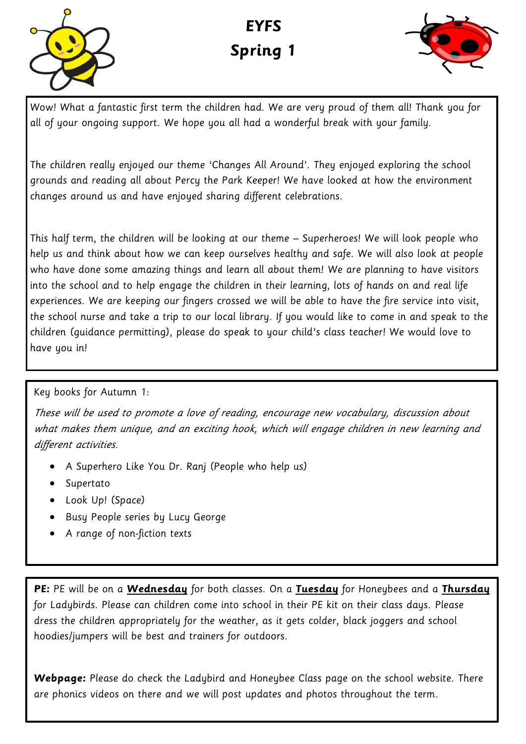# EYFS
# Spring 1

Wow! What a fantastic first term the children had. We are very proud of them all! Thank you for all of your ongoing support. We hope you all had a wonderful break with your family.

The children really enjoyed our theme 'Changes All Around'. They enjoyed exploring the school grounds and reading all about Percy the Park Keeper! We have looked at how the environment changes around us and have enjoyed sharing different celebrations.

This half term, the children will be looking at our theme – Superheroes! We will look people who help us and think about how we can keep ourselves healthy and safe. We will also look at people who have done some amazing things and learn all about them! We are planning to have visitors into the school and to help engage the children in their learning, lots of hands on and real life experiences. We are keeping our fingers crossed we will be able to have the fire service into visit, the school nurse and take a trip to our local library. If you would like to come in and speak to the children (guidance permitting), please do speak to your child's class teacher! We would love to have you in!

Key books for Autumn 1:

*These will be used to promote a love of reading, encourage new vocabulary, discussion about what makes them unique, and an exciting hook, which will engage children in new learning and different activities.*

- A Superhero Like You Dr. Ranj (People who help us)
- Supertato
- Look Up! (Space)
- Busy People series by Lucy George
- A range of non-fiction texts

**PE:** PE will be on a **Wednesday** for both classes. On a **Tuesday** for Honeybees and a **Thursday** for Ladybirds. Please can children come into school in their PE kit on their class days. Please dress the children appropriately for the weather, as it gets colder, black joggers and school hoodies/jumpers will be best and trainers for outdoors.

**Webpage:** Please do check the Ladybird and Honeybee Class page on the school website. There are phonics videos on there and we will post updates and photos throughout the term.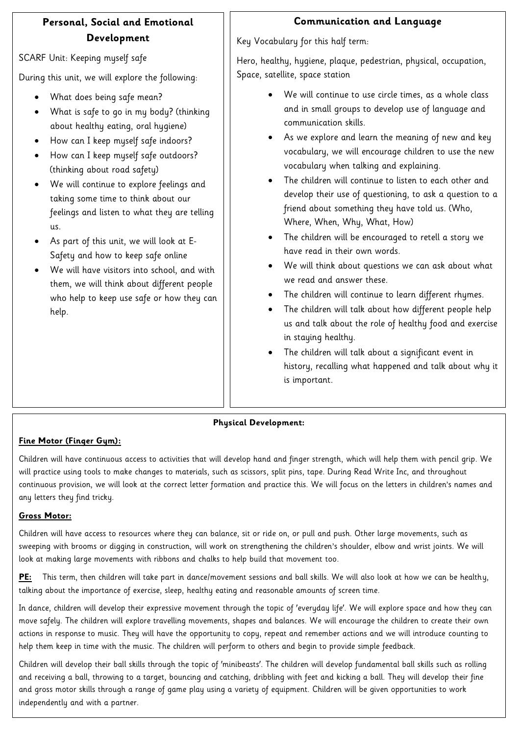## Personal, Social and Emotional Development

SCARF Unit: Keeping myself safe

During this unit, we will explore the following:

- What does being safe mean?
- What is safe to go in my body? (thinking about healthy eating, oral hygiene)
- How can I keep myself safe indoors?
- How can I keep myself safe outdoors? (thinking about road safety)
- We will continue to explore feelings and taking some time to think about our feelings and listen to what they are telling us.
- As part of this unit, we will look at E-Safety and how to keep safe online
- We will have visitors into school, and with them, we will think about different people who help to keep use safe or how they can help.

## Communication and Language

Key Vocabulary for this half term:

Hero, healthy, hygiene, plaque, pedestrian, physical, occupation, Space, satellite, space station

- We will continue to use circle times, as a whole class and in small groups to develop use of language and communication skills.
- As we explore and learn the meaning of new and key vocabulary, we will encourage children to use the new vocabulary when talking and explaining.
- The children will continue to listen to each other and develop their use of questioning, to ask a question to a friend about something they have told us. (Who, Where, When, Why, What, How)
- The children will be encouraged to retell a story we have read in their own words.
- We will think about questions we can ask about what we read and answer these.
- The children will continue to learn different rhymes.
- The children will talk about how different people help us and talk about the role of healthy food and exercise in staying healthy.
- The children will talk about a significant event in history, recalling what happened and talk about why it is important.

## Physical Development:

**Fine Motor (Finger Gym):**

Children will have continuous access to activities that will develop hand and finger strength, which will help them with pencil grip. We will practice using tools to make changes to materials, such as scissors, split pins, tape. During Read Write Inc, and throughout continuous provision, we will look at the correct letter formation and practice this. We will focus on the letters in children's names and any letters they find tricky.

**Gross Motor:**

Children will have access to resources where they can balance, sit or ride on, or pull and push. Other large movements, such as sweeping with brooms or digging in construction, will work on strengthening the children's shoulder, elbow and wrist joints. We will look at making large movements with ribbons and chalks to help build that movement too.

**PE:** This term, then children will take part in dance/movement sessions and ball skills. We will also look at how we can be healthy, talking about the importance of exercise, sleep, healthy eating and reasonable amounts of screen time.

In dance, children will develop their expressive movement through the topic of 'everyday life'. We will explore space and how they can move safely. The children will explore travelling movements, shapes and balances. We will encourage the children to create their own actions in response to music. They will have the opportunity to copy, repeat and remember actions and we will introduce counting to help them keep in time with the music. The children will perform to others and begin to provide simple feedback.

Children will develop their ball skills through the topic of 'minibeasts'. The children will develop fundamental ball skills such as rolling and receiving a ball, throwing to a target, bouncing and catching, dribbling with feet and kicking a ball. They will develop their fine and gross motor skills through a range of game play using a variety of equipment. Children will be given opportunities to work independently and with a partner.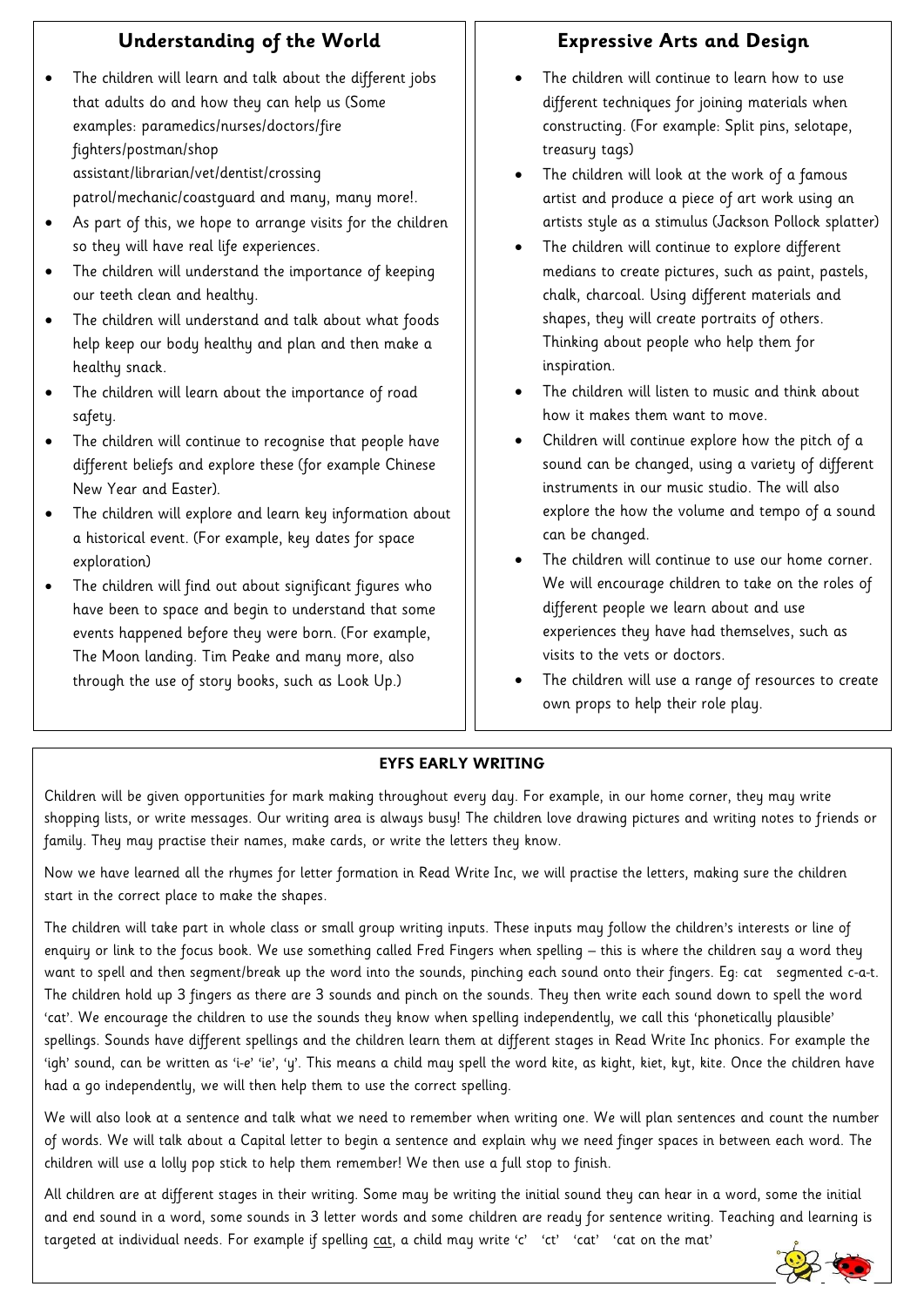## Understanding of the World

- The children will learn and talk about the different jobs that adults do and how they can help us (Some examples: paramedics/nurses/doctors/fire fighters/postman/shop assistant/librarian/vet/dentist/crossing patrol/mechanic/coastguard and many, many more!.
- As part of this, we hope to arrange visits for the children so they will have real life experiences.
- The children will understand the importance of keeping our teeth clean and healthy.
- The children will understand and talk about what foods help keep our body healthy and plan and then make a healthy snack.
- The children will learn about the importance of road safety.
- The children will continue to recognise that people have different beliefs and explore these (for example Chinese New Year and Easter).
- The children will explore and learn key information about a historical event. (For example, key dates for space exploration)
- The children will find out about significant figures who have been to space and begin to understand that some events happened before they were born. (For example, The Moon landing. Tim Peake and many more, also through the use of story books, such as Look Up.)

## Expressive Arts and Design

- The children will continue to learn how to use different techniques for joining materials when constructing. (For example: Split pins, selotape, treasury tags)
- The children will look at the work of a famous artist and produce a piece of art work using an artists style as a stimulus (Jackson Pollock splatter)
- The children will continue to explore different medians to create pictures, such as paint, pastels, chalk, charcoal. Using different materials and shapes, they will create portraits of others. Thinking about people who help them for inspiration.
- The children will listen to music and think about how it makes them want to move.
- Children will continue explore how the pitch of a sound can be changed, using a variety of different instruments in our music studio. The will also explore the how the volume and tempo of a sound can be changed.
- The children will continue to use our home corner. We will encourage children to take on the roles of different people we learn about and use experiences they have had themselves, such as visits to the vets or doctors.
- The children will use a range of resources to create own props to help their role play.

## EYFS EARLY WRITING

Children will be given opportunities for mark making throughout every day. For example, in our home corner, they may write shopping lists, or write messages. Our writing area is always busy! The children love drawing pictures and writing notes to friends or family. They may practise their names, make cards, or write the letters they know.

Now we have learned all the rhymes for letter formation in Read Write Inc, we will practise the letters, making sure the children start in the correct place to make the shapes.

The children will take part in whole class or small group writing inputs. These inputs may follow the children's interests or line of enquiry or link to the focus book. We use something called Fred Fingers when spelling – this is where the children say a word they want to spell and then segment/break up the word into the sounds, pinching each sound onto their fingers. Eg: cat segmented c-a-t. The children hold up 3 fingers as there are 3 sounds and pinch on the sounds. They then write each sound down to spell the word 'cat'. We encourage the children to use the sounds they know when spelling independently, we call this 'phonetically plausible' spellings. Sounds have different spellings and the children learn them at different stages in Read Write Inc phonics. For example the 'igh' sound, can be written as 'i-e' 'ie', 'y'. This means a child may spell the word kite, as kight, kiet, kyt, kite. Once the children have had a go independently, we will then help them to use the correct spelling.

We will also look at a sentence and talk what we need to remember when writing one. We will plan sentences and count the number of words. We will talk about a Capital letter to begin a sentence and explain why we need finger spaces in between each word. The children will use a lolly pop stick to help them remember! We then use a full stop to finish.

All children are at different stages in their writing. Some may be writing the initial sound they can hear in a word, some the initial and end sound in a word, some sounds in 3 letter words and some children are ready for sentence writing. Teaching and learning is targeted at individual needs. For example if spelling cat, a child may write 'c' 'ct' 'cat' 'cat on the mat'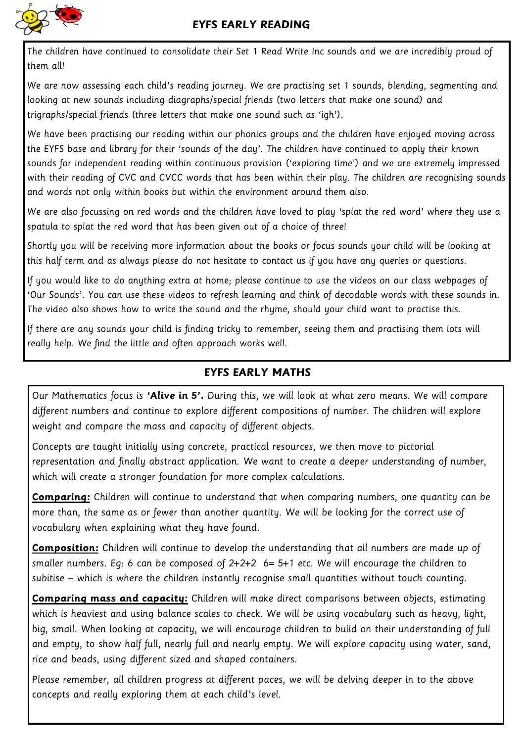## EYFS EARLY READING

The children have continued to consolidate their Set 1 Read Write Inc sounds and we are incredibly proud of them all!

We are now assessing each child's reading journey. We are practising set 1 sounds, blending, segmenting and looking at new sounds including diagraphs/special friends (two letters that make one sound) and trigraphs/special friends (three letters that make one sound such as 'igh').

We have been practising our reading within our phonics groups and the children have enjoyed moving across the EYFS base and library for their 'sounds of the day'. The children have continued to apply their known sounds for independent reading within continuous provision ('exploring time') and we are extremely impressed with their reading of CVC and CVCC words that has been within their play. The children are recognising sounds and words not only within books but within the environment around them also.

We are also focussing on red words and the children have loved to play 'splat the red word' where they use a spatula to splat the red word that has been given out of a choice of three!

Shortly you will be receiving more information about the books or focus sounds your child will be looking at this half term and as always please do not hesitate to contact us if you have any queries or questions.

If you would like to do anything extra at home; please continue to use the videos on our class webpages of 'Our Sounds'. You can use these videos to refresh learning and think of decodable words with these sounds in. The video also shows how to write the sound and the rhyme, should your child want to practise this.

If there are any sounds your child is finding tricky to remember, seeing them and practising them lots will really help. We find the little and often approach works well.

## EYFS EARLY MATHS

Our Mathematics focus is **'Alive in 5'.** During this, we will look at what zero means. We will compare different numbers and continue to explore different compositions of number. The children will explore weight and compare the mass and capacity of different objects.

Concepts are taught initially using concrete, practical resources, we then move to pictorial representation and finally abstract application. We want to create a deeper understanding of number, which will create a stronger foundation for more complex calculations.

**Comparing:** Children will continue to understand that when comparing numbers, one quantity can be more than, the same as or fewer than another quantity. We will be looking for the correct use of vocabulary when explaining what they have found.

**Composition:** Children will continue to develop the understanding that all numbers are made up of smaller numbers. Eg: 6 can be composed of 2+2+2 6= 5+1 etc. We will encourage the children to subitise – which is where the children instantly recognise small quantities without touch counting.

**Comparing mass and capacity:** Children will make direct comparisons between objects, estimating which is heaviest and using balance scales to check. We will be using vocabulary such as heavy, light, big, small. When looking at capacity, we will encourage children to build on their understanding of full and empty, to show half full, nearly full and nearly empty. We will explore capacity using water, sand, rice and beads, using different sized and shaped containers.

Please remember, all children progress at different paces, we will be delving deeper in to the above concepts and really exploring them at each child's level.